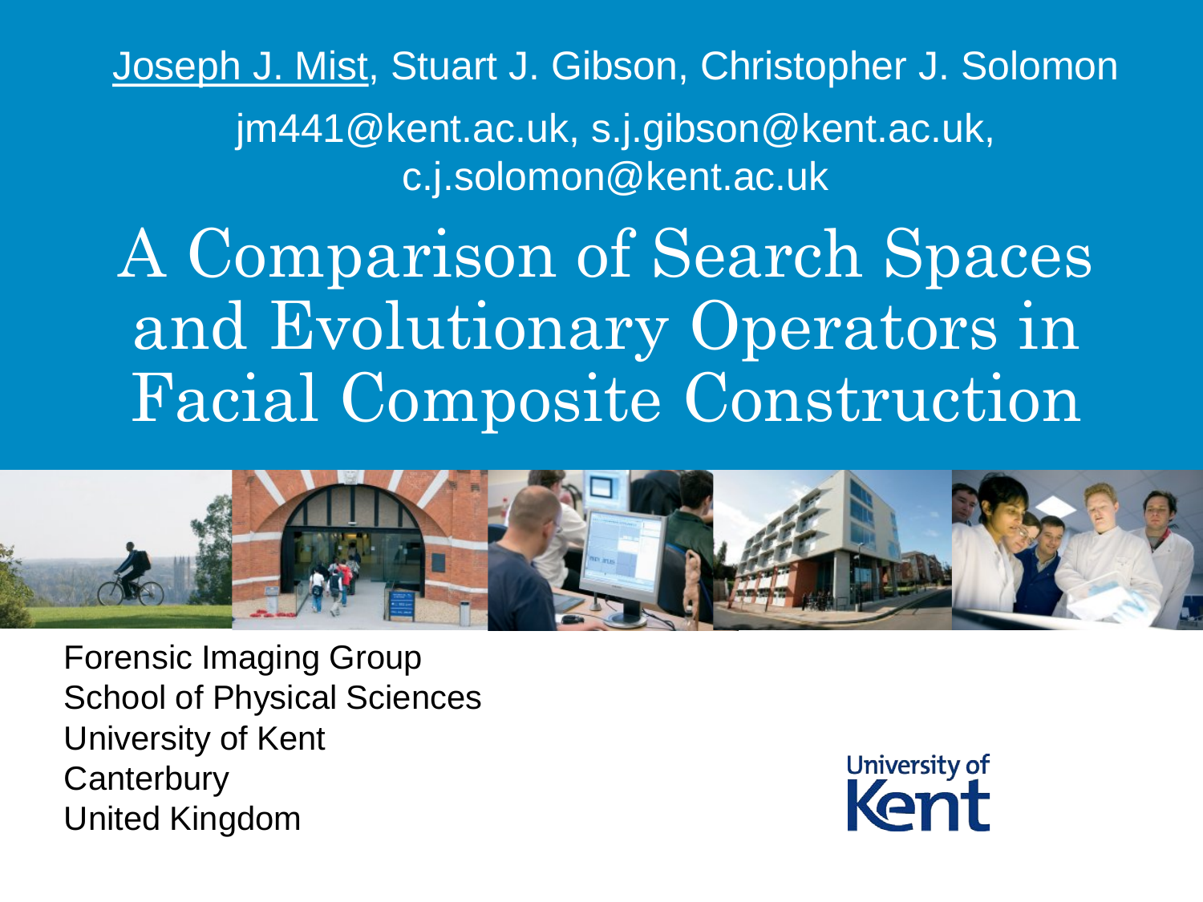Joseph J. Mist, Stuart J. Gibson, Christopher J. Solomon

jm441@kent.ac.uk, s.j.gibson@kent.ac.uk, c.j.solomon@kent.ac.uk

# A Comparison of Search Spaces and Evolutionary Operators in Facial Composite Construction

Forensic Imaging Group
School of Physical Sciences
University of Kent
Canterbury
United Kingdom

University of Kent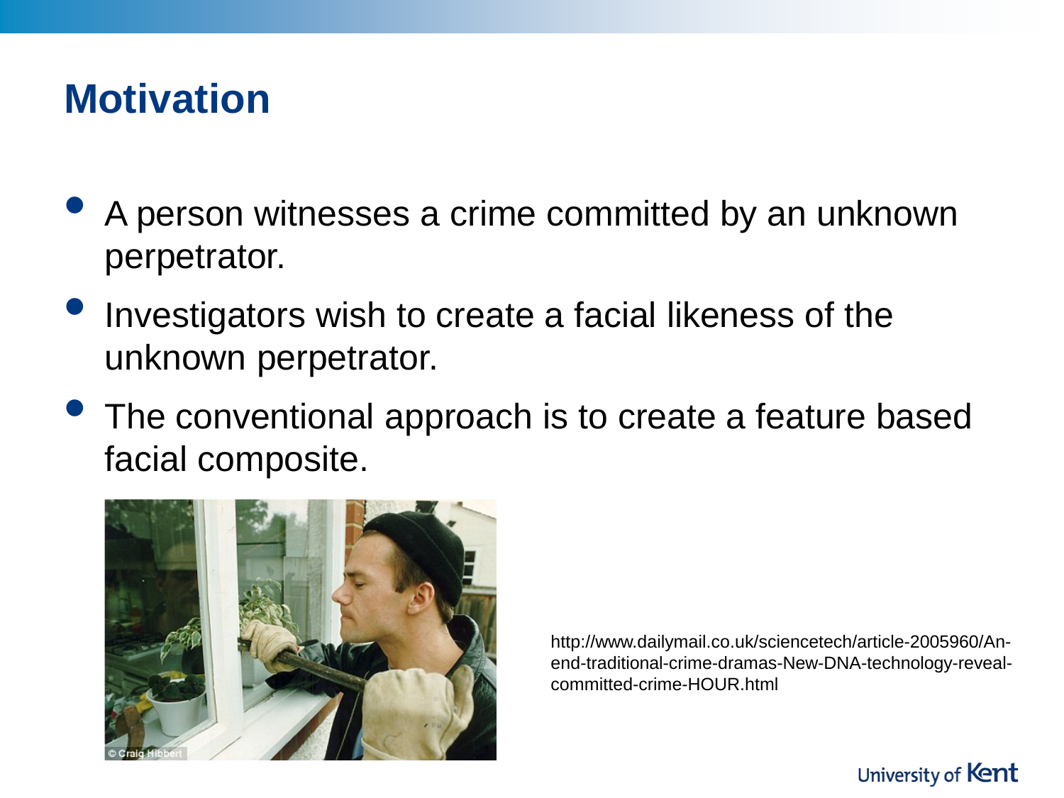# Motivation

- A person witnesses a crime committed by an unknown perpetrator.
- Investigators wish to create a facial likeness of the unknown perpetrator.
- The conventional approach is to create a feature based facial composite.

http://www.dailymail.co.uk/sciencetech/article-2005960/An-end-traditional-crime-dramas-New-DNA-technology-reveal-committed-crime-HOUR.html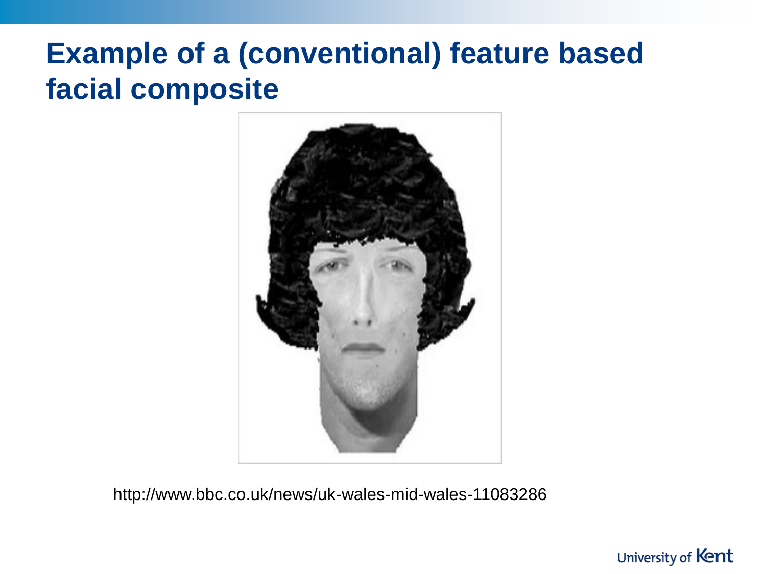# Example of a (conventional) feature based facial composite

http://www.bbc.co.uk/news/uk-wales-mid-wales-11083286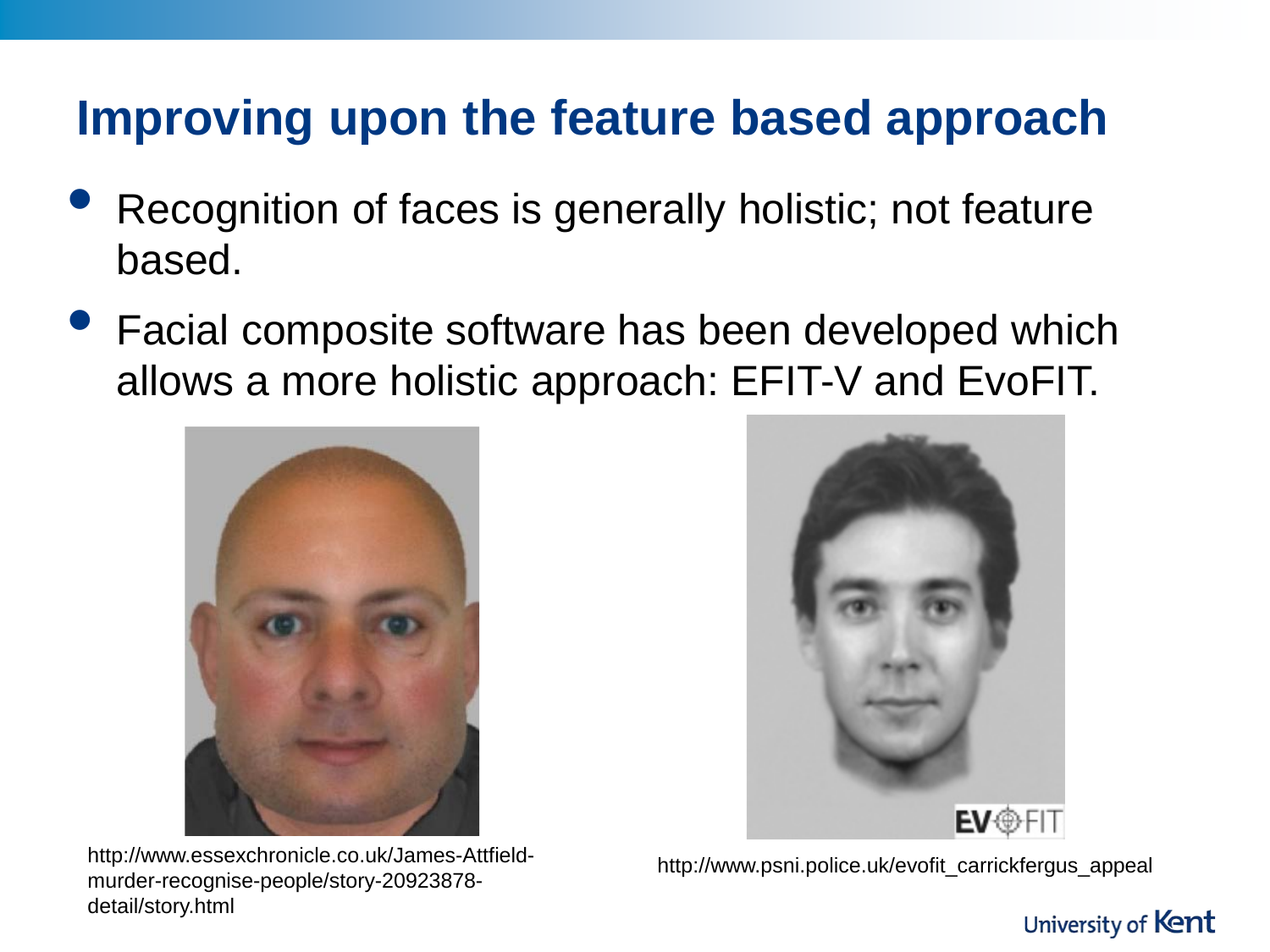# Improving upon the feature based approach

- Recognition of faces is generally holistic; not feature based.
- Facial composite software has been developed which allows a more holistic approach: EFIT-V and EvoFIT.

http://www.essexchronicle.co.uk/James-Attfield-murder-recognise-people/story-20923878-detail/story.html

http://www.psni.police.uk/evofit_carrickfergus_appeal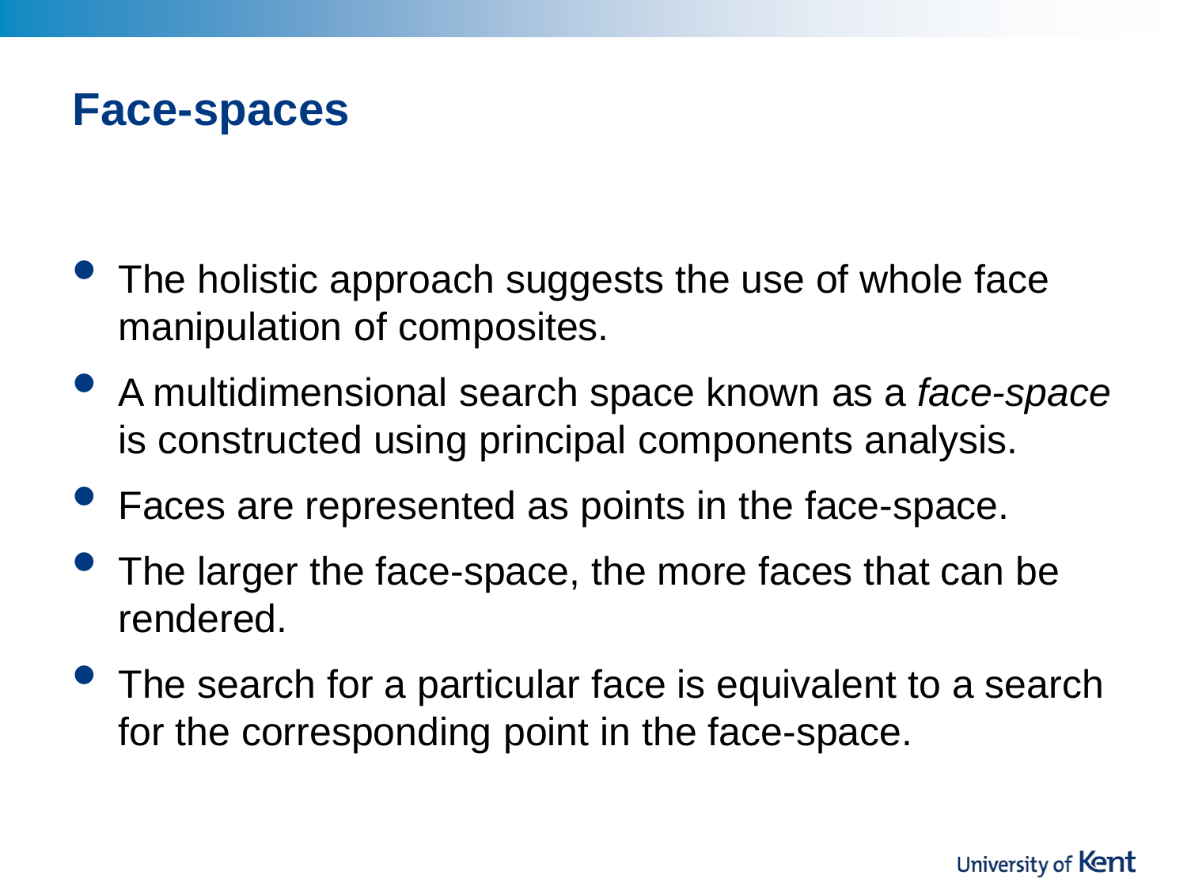# Face-spaces

- The holistic approach suggests the use of whole face manipulation of composites.
- A multidimensional search space known as a *face-space* is constructed using principal components analysis.
- Faces are represented as points in the face-space.
- The larger the face-space, the more faces that can be rendered.
- The search for a particular face is equivalent to a search for the corresponding point in the face-space.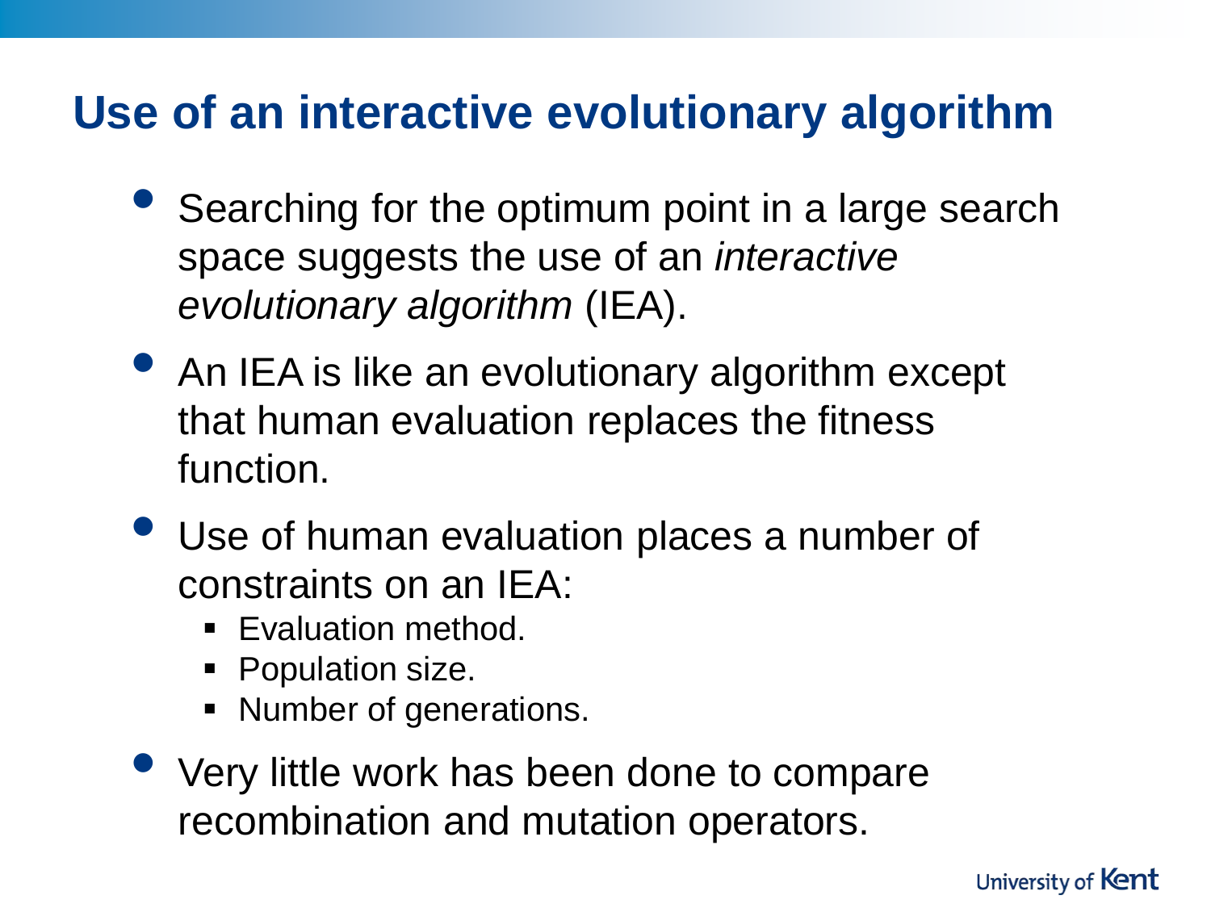# Use of an interactive evolutionary algorithm

- Searching for the optimum point in a large search space suggests the use of an *interactive evolutionary algorithm* (IEA).
- An IEA is like an evolutionary algorithm except that human evaluation replaces the fitness function.
- Use of human evaluation places a number of constraints on an IEA:
  - Evaluation method.
  - Population size.
  - Number of generations.
- Very little work has been done to compare recombination and mutation operators.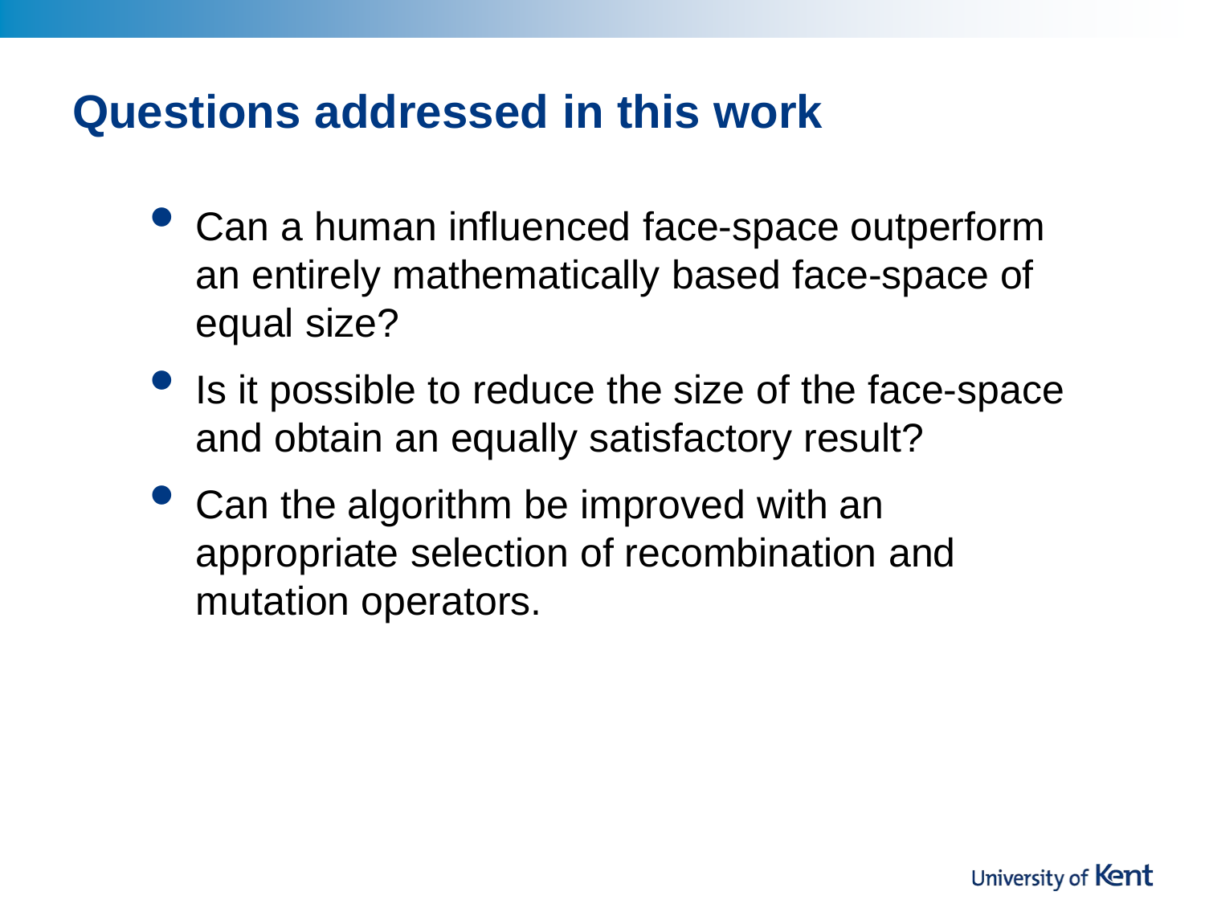# Questions addressed in this work

- Can a human influenced face-space outperform an entirely mathematically based face-space of equal size?
- Is it possible to reduce the size of the face-space and obtain an equally satisfactory result?
- Can the algorithm be improved with an appropriate selection of recombination and mutation operators.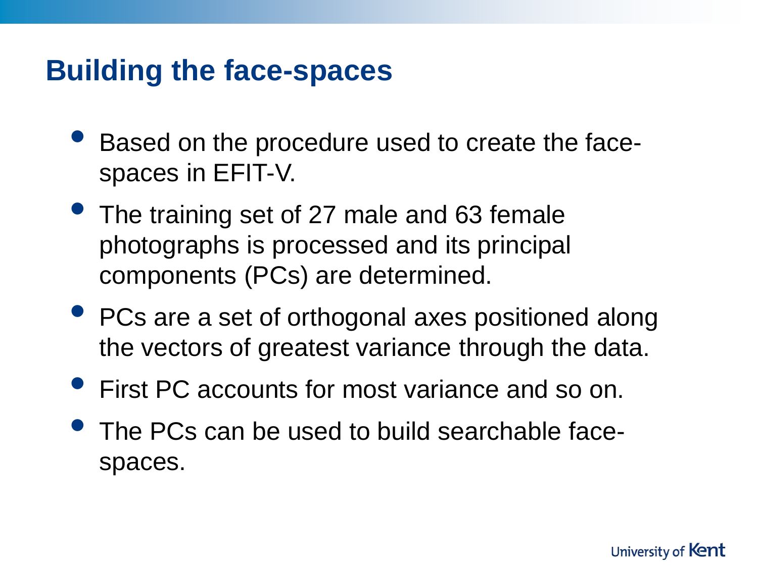## Building the face-spaces

- Based on the procedure used to create the face-spaces in EFIT-V.
- The training set of 27 male and 63 female photographs is processed and its principal components (PCs) are determined.
- PCs are a set of orthogonal axes positioned along the vectors of greatest variance through the data.
- First PC accounts for most variance and so on.
- The PCs can be used to build searchable face-spaces.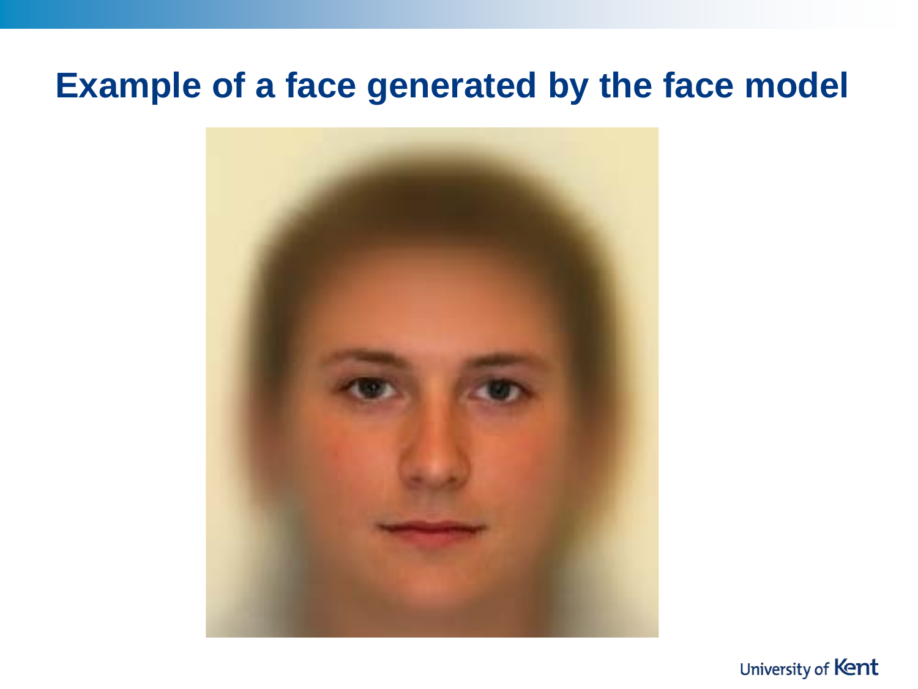# Example of a face generated by the face model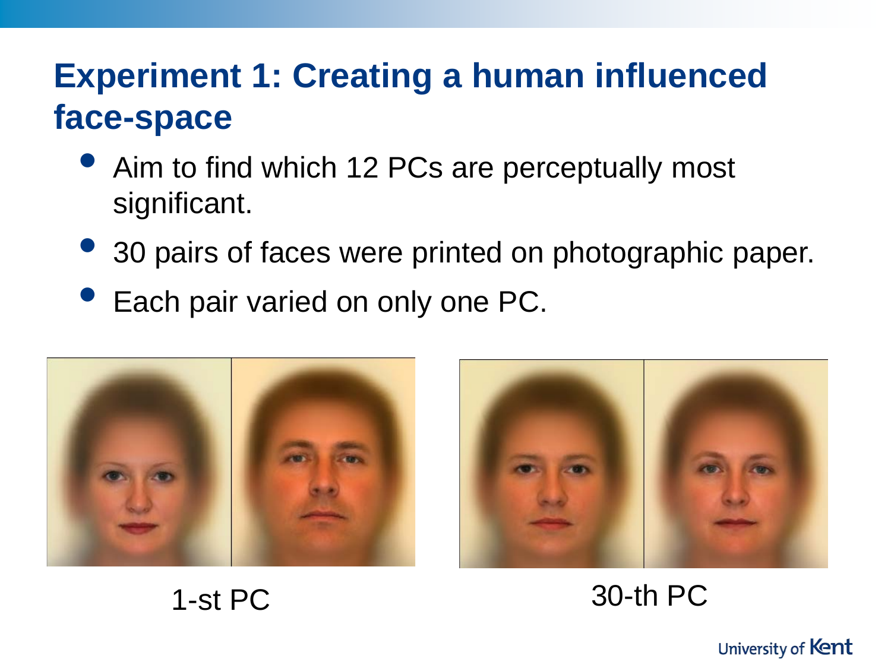# Experiment 1: Creating a human influenced face-space

- Aim to find which 12 PCs are perceptually most significant.
- 30 pairs of faces were printed on photographic paper.
- Each pair varied on only one PC.

1-st PC

30-th PC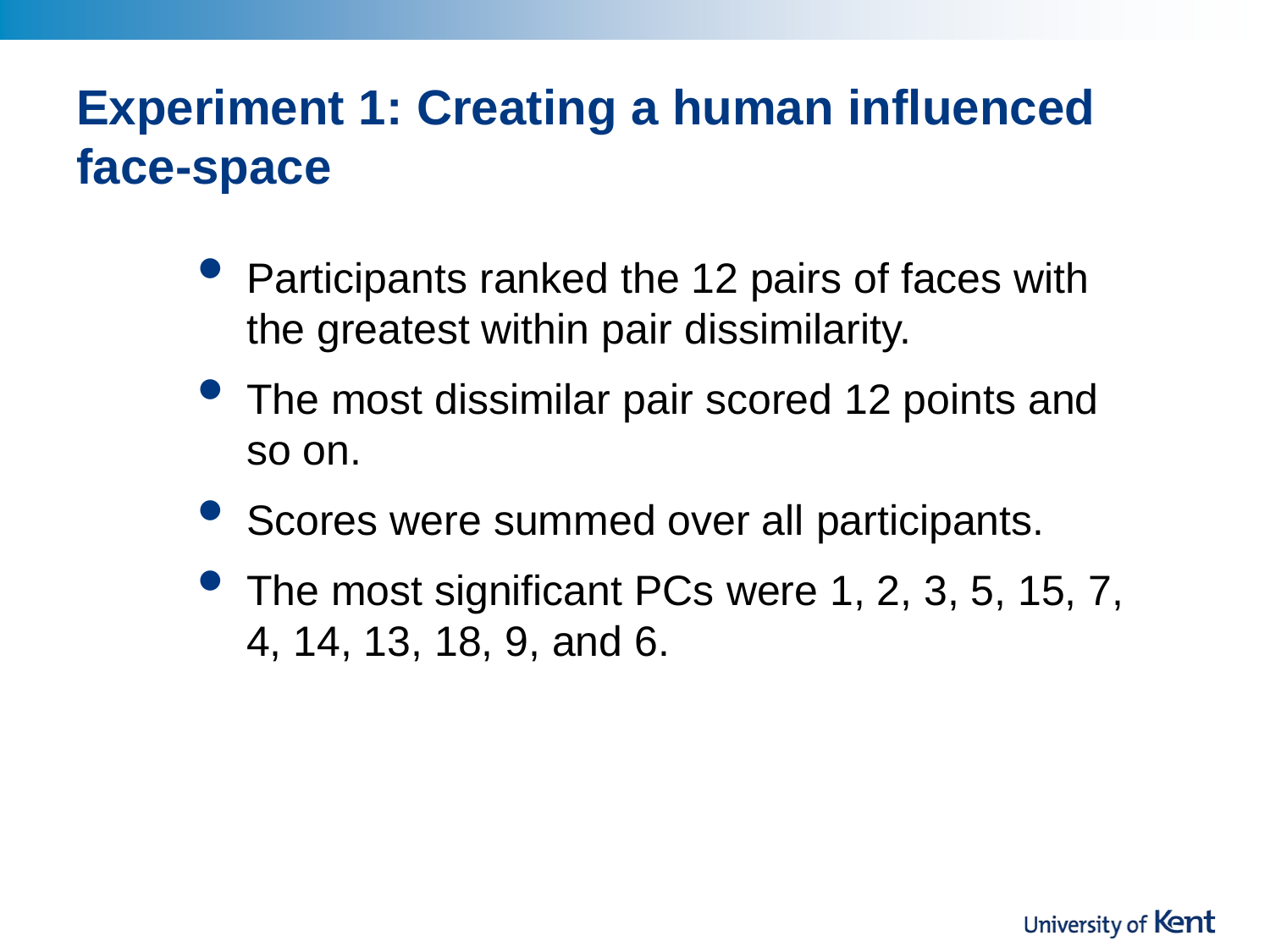# Experiment 1: Creating a human influenced face-space

- Participants ranked the 12 pairs of faces with the greatest within pair dissimilarity.
- The most dissimilar pair scored 12 points and so on.
- Scores were summed over all participants.
- The most significant PCs were 1, 2, 3, 5, 15, 7, 4, 14, 13, 18, 9, and 6.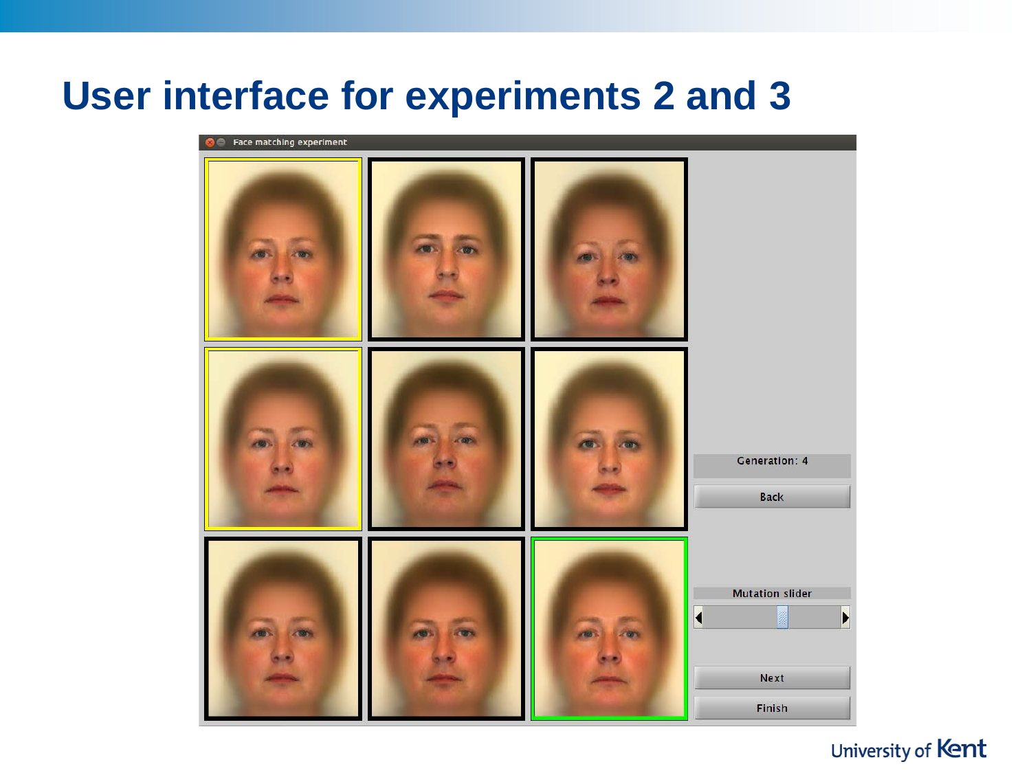# User interface for experiments 2 and 3

Face matching experiment

Generation: 4

Back

Mutation slider

Next

Finish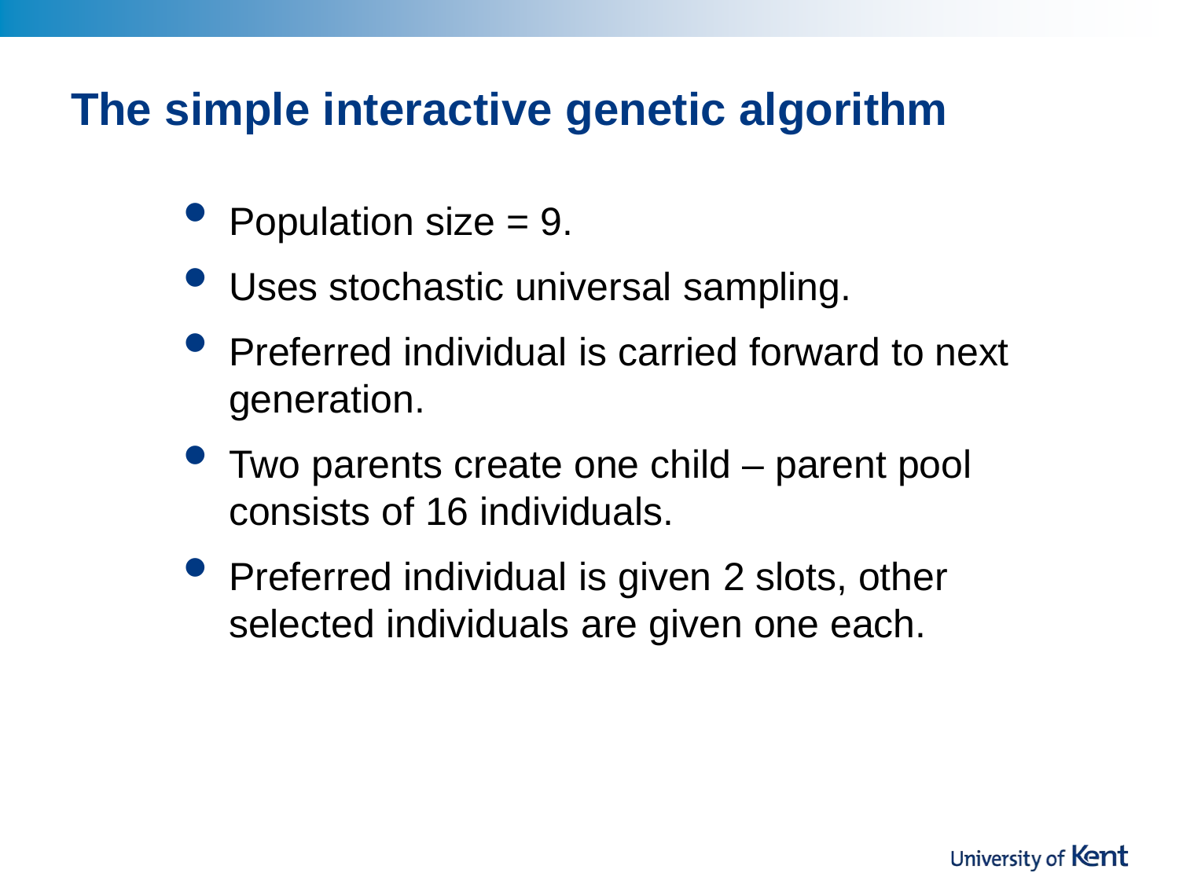# The simple interactive genetic algorithm

- Population size = 9.
- Uses stochastic universal sampling.
- Preferred individual is carried forward to next generation.
- Two parents create one child – parent pool consists of 16 individuals.
- Preferred individual is given 2 slots, other selected individuals are given one each.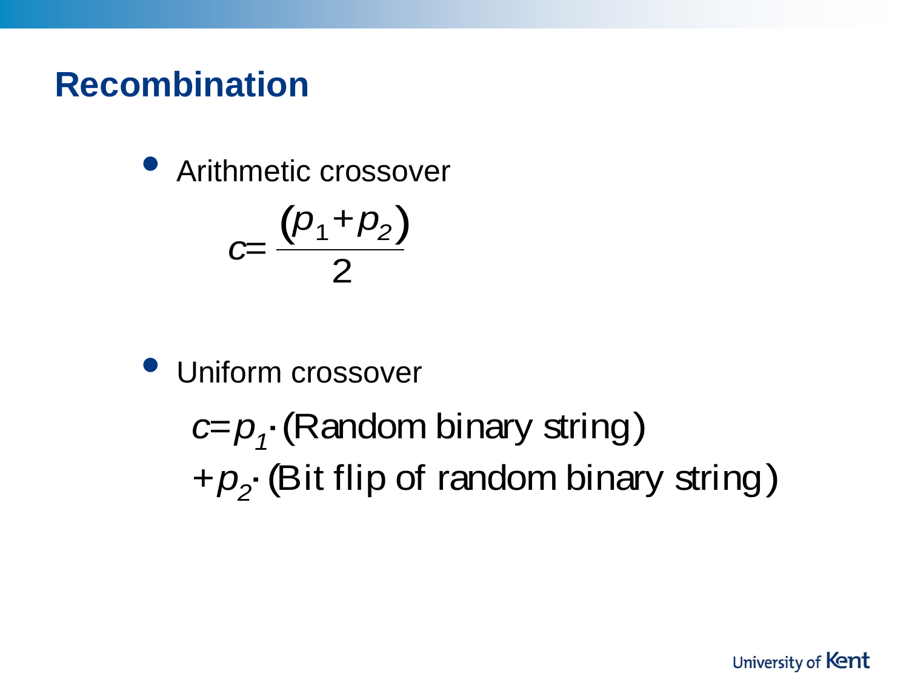# Recombination

- Arithmetic crossover

$$c = \frac{(p_1 + p_2)}{2}$$

- Uniform crossover

$$c = p_1 \cdot (\text{Random binary string}) + p_2 \cdot (\text{Bit flip of random binary string})$$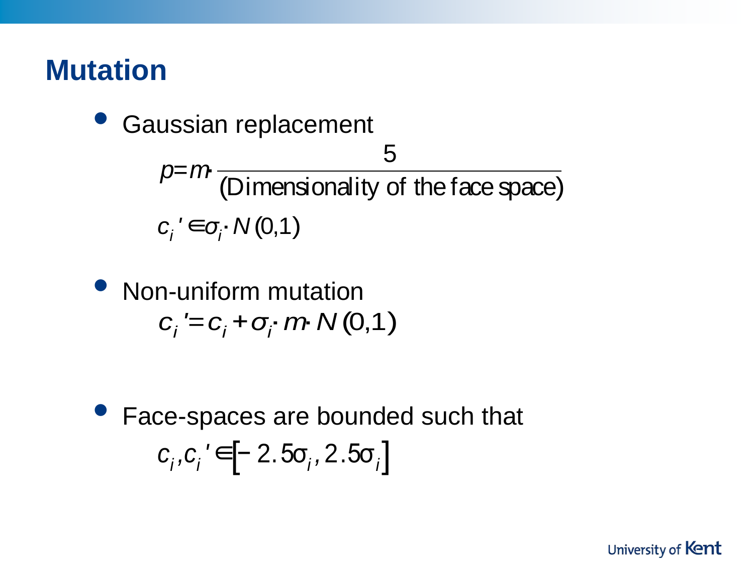# Mutation

- Gaussian replacement

$$p = m \cdot \frac{5}{(\text{Dimensionality of the face space})}$$

$$c_i' \in \sigma_i \cdot N(0,1)$$

- Non-uniform mutation

$$c_i' = c_i + \sigma_i \cdot m \cdot N(0,1)$$

- Face-spaces are bounded such that

$$c_i, c_i' \in [-2.5\sigma_i, 2.5\sigma_i]$$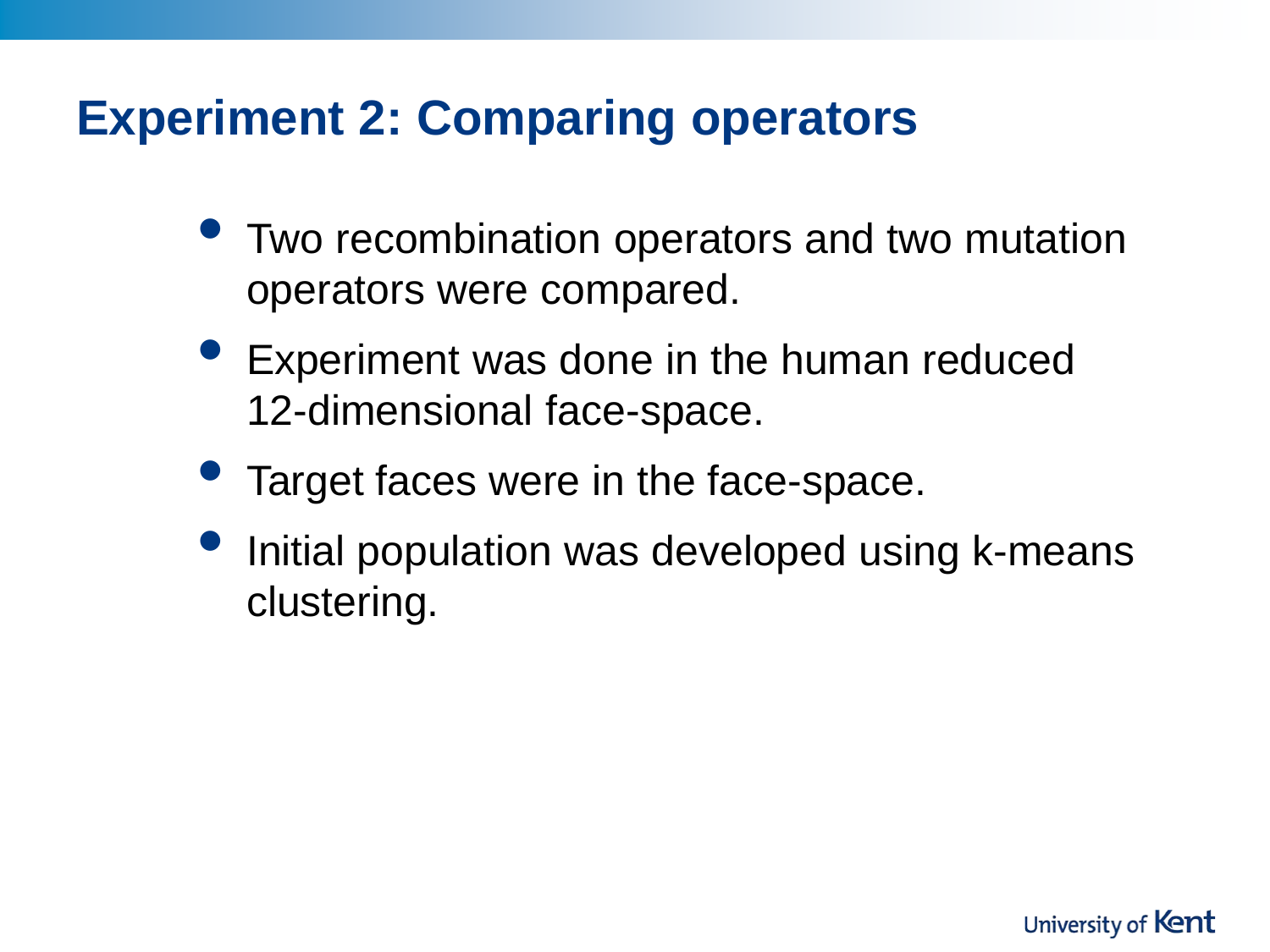# Experiment 2: Comparing operators

- Two recombination operators and two mutation operators were compared.
- Experiment was done in the human reduced 12-dimensional face-space.
- Target faces were in the face-space.
- Initial population was developed using k-means clustering.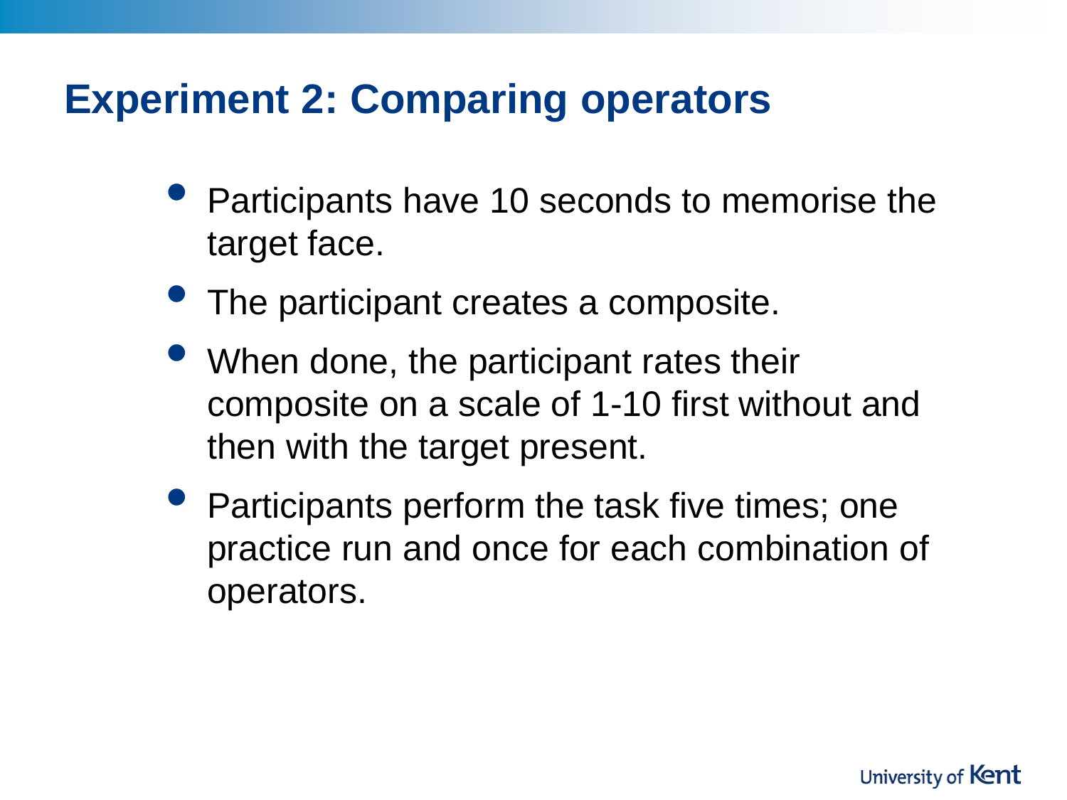# Experiment 2: Comparing operators

- Participants have 10 seconds to memorise the target face.
- The participant creates a composite.
- When done, the participant rates their composite on a scale of 1-10 first without and then with the target present.
- Participants perform the task five times; one practice run and once for each combination of operators.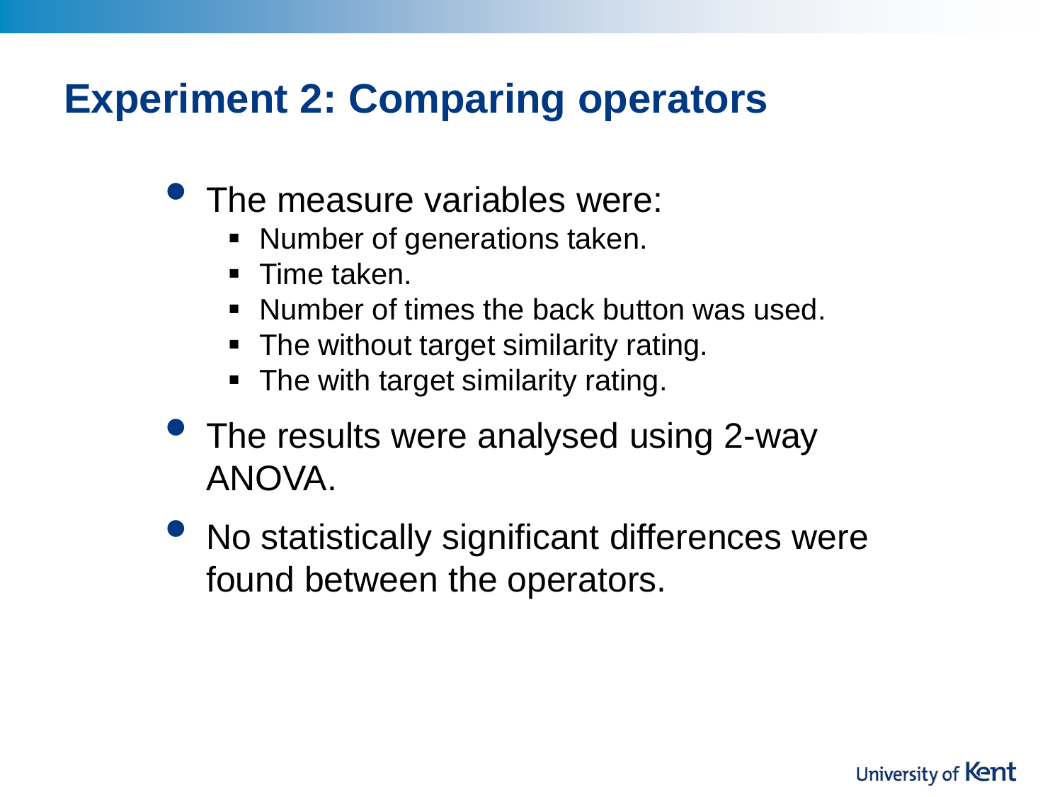# Experiment 2: Comparing operators

- The measure variables were:
  - Number of generations taken.
  - Time taken.
  - Number of times the back button was used.
  - The without target similarity rating.
  - The with target similarity rating.
- The results were analysed using 2-way ANOVA.
- No statistically significant differences were found between the operators.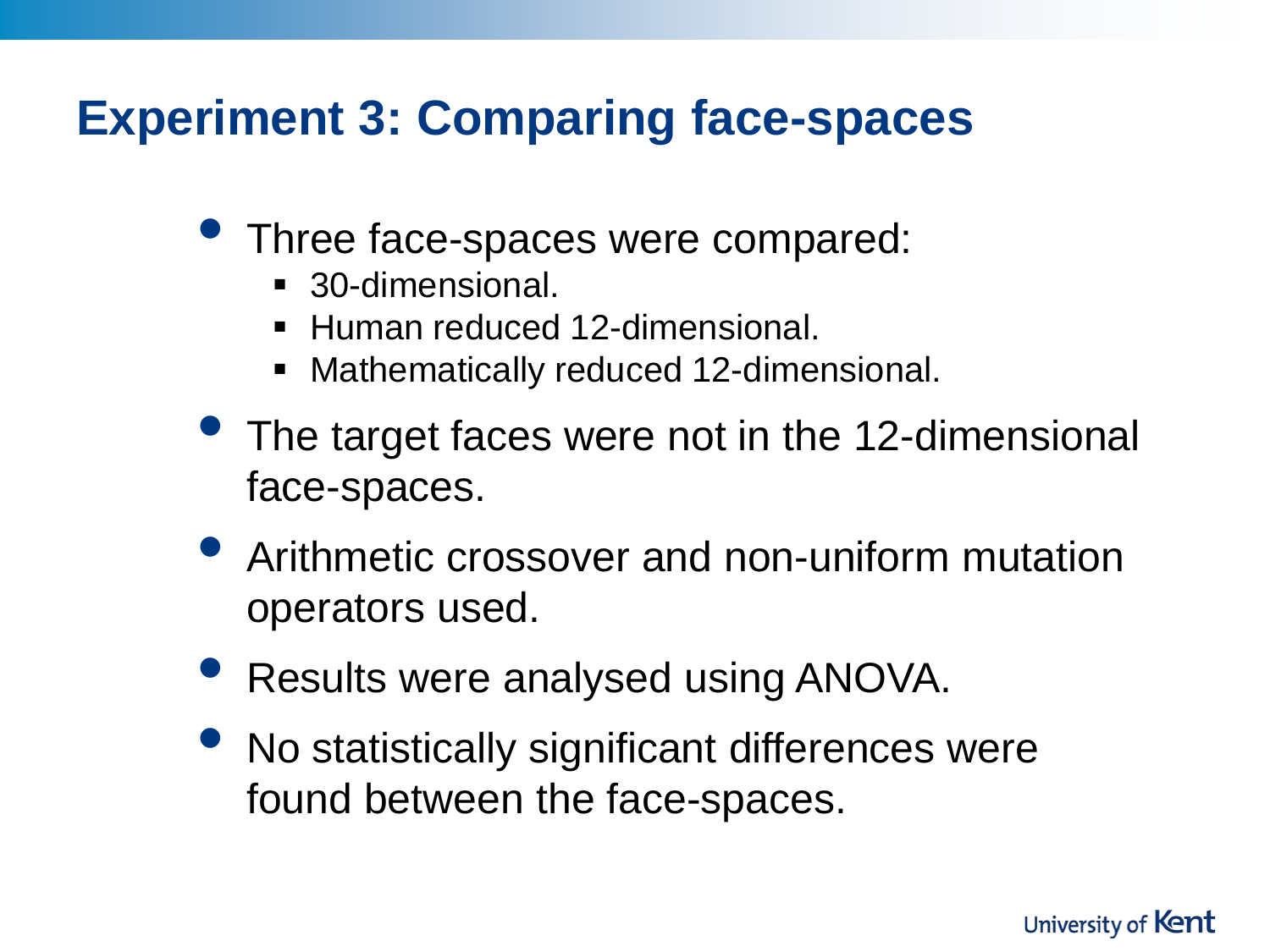# Experiment 3: Comparing face-spaces

- Three face-spaces were compared:
  - 30-dimensional.
  - Human reduced 12-dimensional.
  - Mathematically reduced 12-dimensional.
- The target faces were not in the 12-dimensional face-spaces.
- Arithmetic crossover and non-uniform mutation operators used.
- Results were analysed using ANOVA.
- No statistically significant differences were found between the face-spaces.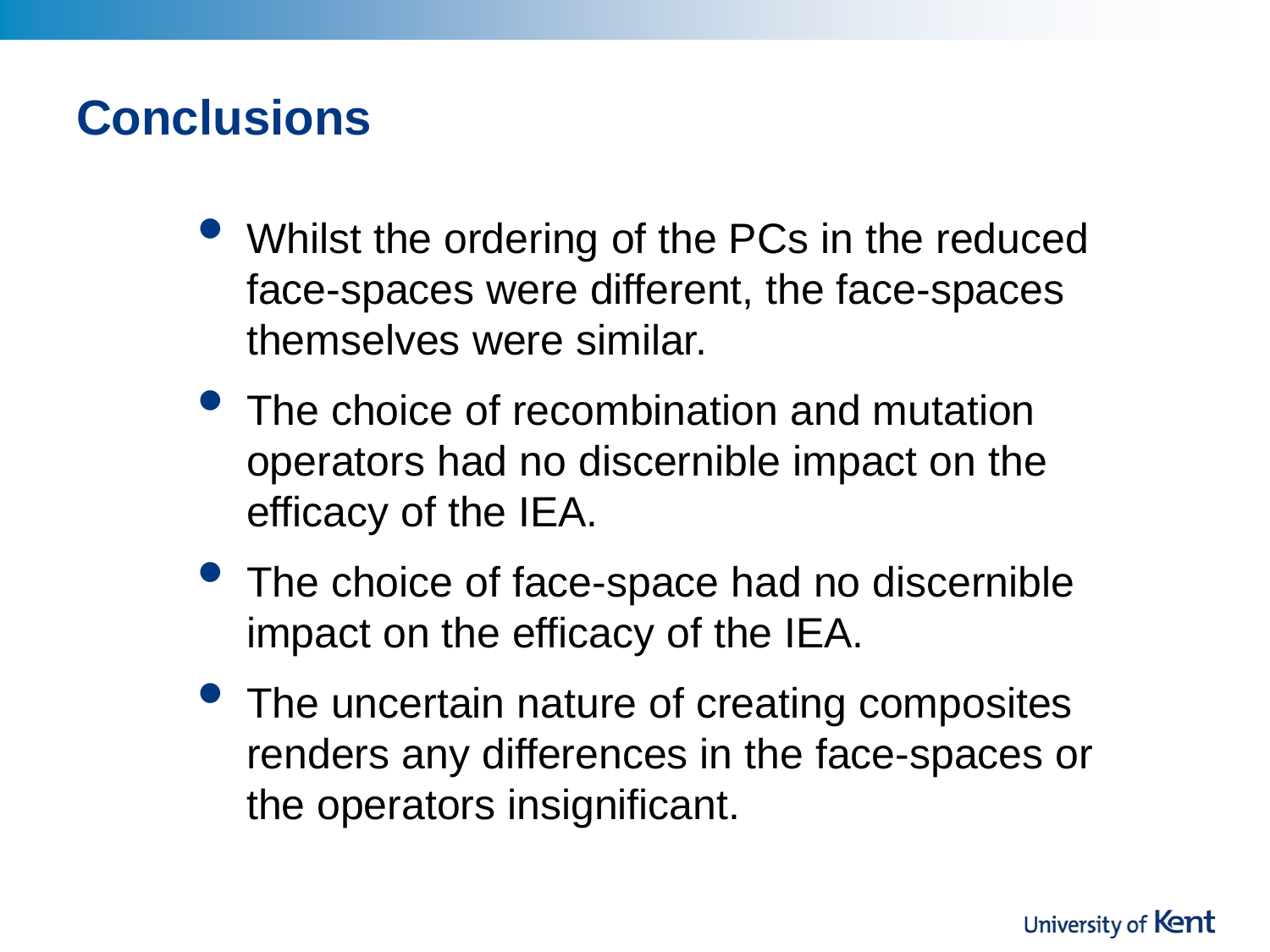## Conclusions

- Whilst the ordering of the PCs in the reduced face-spaces were different, the face-spaces themselves were similar.
- The choice of recombination and mutation operators had no discernible impact on the efficacy of the IEA.
- The choice of face-space had no discernible impact on the efficacy of the IEA.
- The uncertain nature of creating composites renders any differences in the face-spaces or the operators insignificant.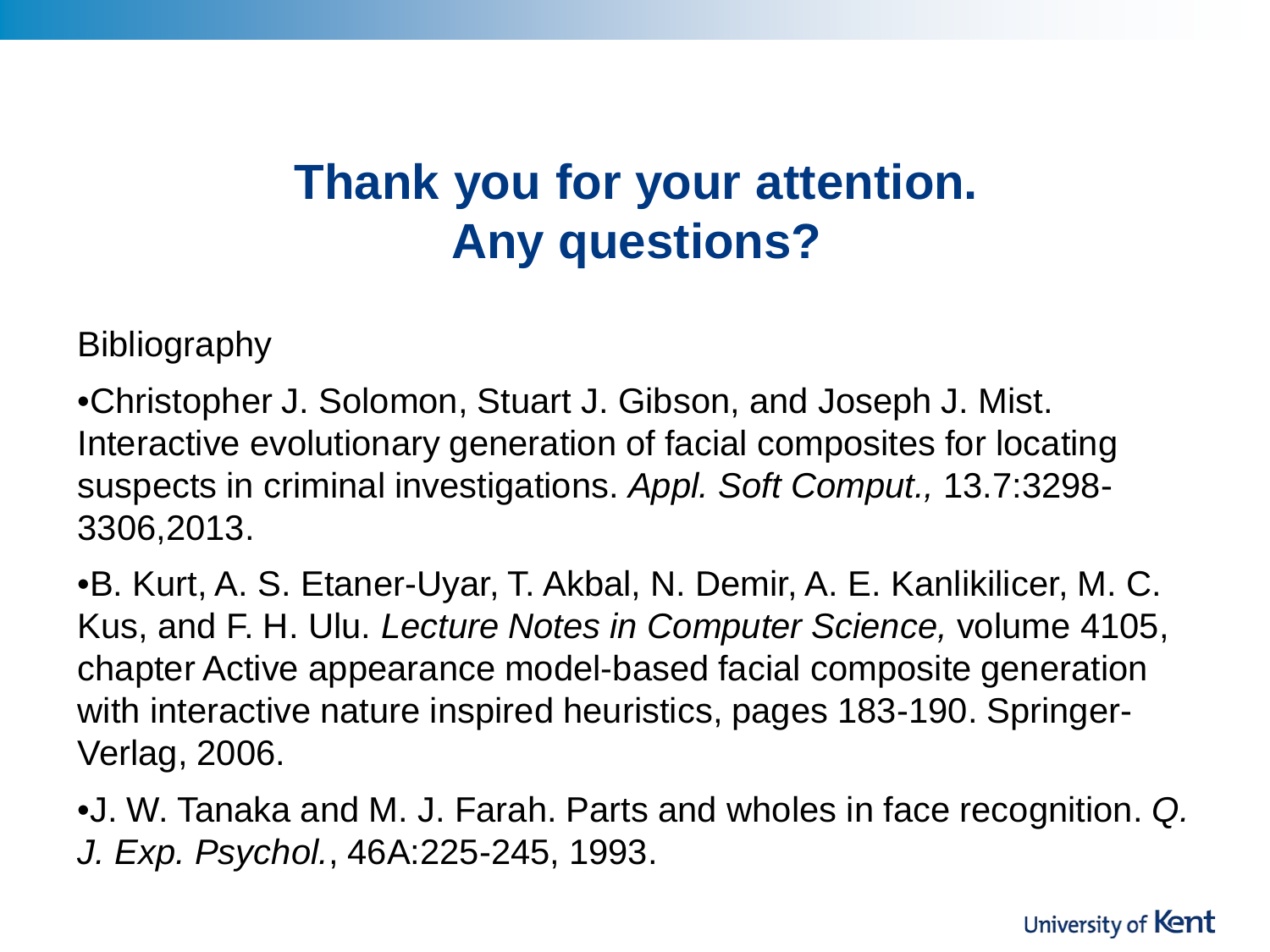# Thank you for your attention.
# Any questions?

Bibliography

- Christopher J. Solomon, Stuart J. Gibson, and Joseph J. Mist. Interactive evolutionary generation of facial composites for locating suspects in criminal investigations. *Appl. Soft Comput.,* 13.7:3298-3306,2013.
- B. Kurt, A. S. Etaner-Uyar, T. Akbal, N. Demir, A. E. Kanlikilicer, M. C. Kus, and F. H. Ulu. *Lecture Notes in Computer Science,* volume 4105, chapter Active appearance model-based facial composite generation with interactive nature inspired heuristics, pages 183-190. Springer-Verlag, 2006.
- J. W. Tanaka and M. J. Farah. Parts and wholes in face recognition. *Q. J. Exp. Psychol.*, 46A:225-245, 1993.

University of Kent